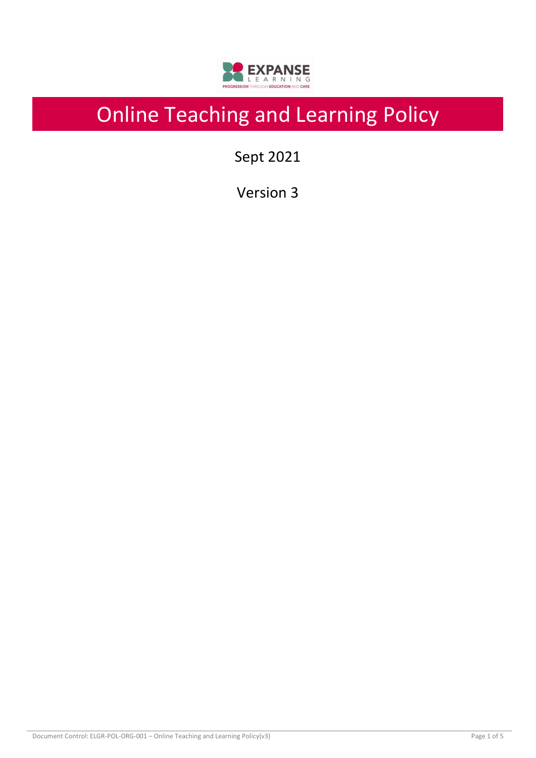# Online Teaching and Learning Policy

Sept 2021

Version 3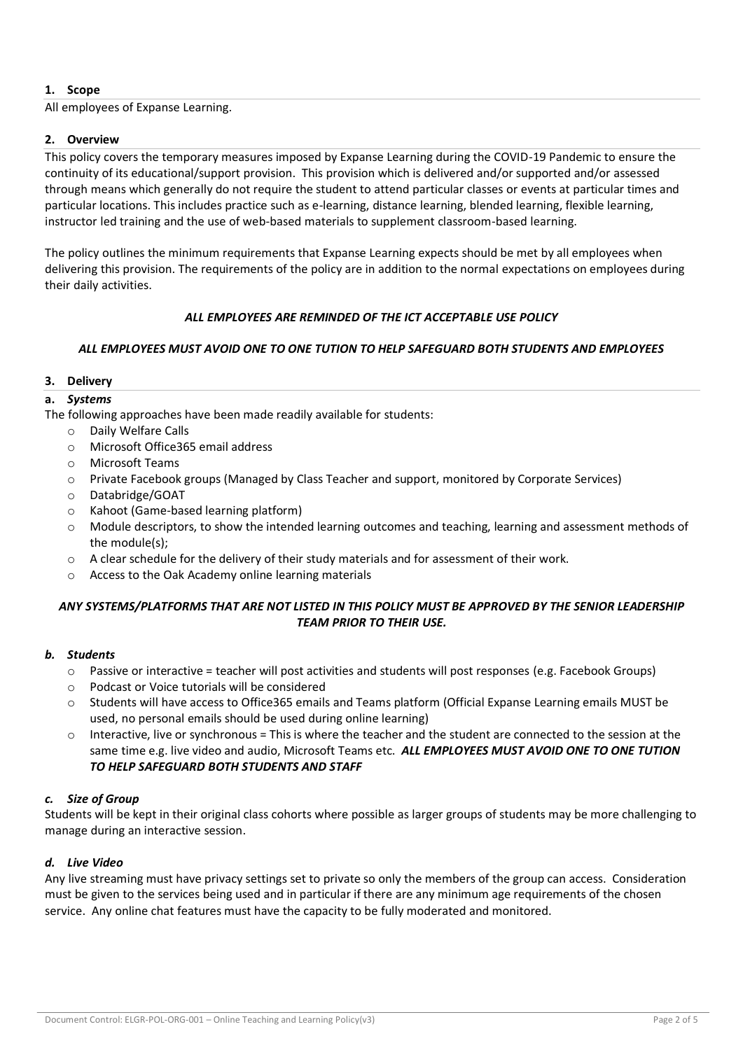## 1. Scope

All employees of Expanse Learning.

## 2. Overview

This policy covers the temporary measures imposed by Expanse Learning during the COVID-19 Pandemic to ensure the continuity of its educational/support provision. This provision which is delivered and/or supported and/or assessed through means which generally do not require the student to attend particular classes or events at particular times and particular locations. This includes practice such as e-learning, distance learning, blended learning, flexible learning, instructor led training and the use of web-based materials to supplement classroom-based learning.

The policy outlines the minimum requirements that Expanse Learning expects should be met by all employees when delivering this provision. The requirements of the policy are in addition to the normal expectations on employees during their daily activities.

***ALL EMPLOYEES ARE REMINDED OF THE ICT ACCEPTABLE USE POLICY***

***ALL EMPLOYEES MUST AVOID ONE TO ONE TUTION TO HELP SAFEGUARD BOTH STUDENTS AND EMPLOYEES***

## 3. Delivery

### a. *Systems*

The following approaches have been made readily available for students:

- Daily Welfare Calls
- Microsoft Office365 email address
- Microsoft Teams
- Private Facebook groups (Managed by Class Teacher and support, monitored by Corporate Services)
- Databridge/GOAT
- Kahoot (Game-based learning platform)
- Module descriptors, to show the intended learning outcomes and teaching, learning and assessment methods of the module(s);
- A clear schedule for the delivery of their study materials and for assessment of their work.
- Access to the Oak Academy online learning materials

***ANY SYSTEMS/PLATFORMS THAT ARE NOT LISTED IN THIS POLICY MUST BE APPROVED BY THE SENIOR LEADERSHIP TEAM PRIOR TO THEIR USE.***

### *b. Students*

- Passive or interactive = teacher will post activities and students will post responses (e.g. Facebook Groups)
- Podcast or Voice tutorials will be considered
- Students will have access to Office365 emails and Teams platform (Official Expanse Learning emails MUST be used, no personal emails should be used during online learning)
- Interactive, live or synchronous = This is where the teacher and the student are connected to the session at the same time e.g. live video and audio, Microsoft Teams etc. ***ALL EMPLOYEES MUST AVOID ONE TO ONE TUTION TO HELP SAFEGUARD BOTH STUDENTS AND STAFF***

### *c. Size of Group*

Students will be kept in their original class cohorts where possible as larger groups of students may be more challenging to manage during an interactive session.

### *d. Live Video*

Any live streaming must have privacy settings set to private so only the members of the group can access. Consideration must be given to the services being used and in particular if there are any minimum age requirements of the chosen service. Any online chat features must have the capacity to be fully moderated and monitored.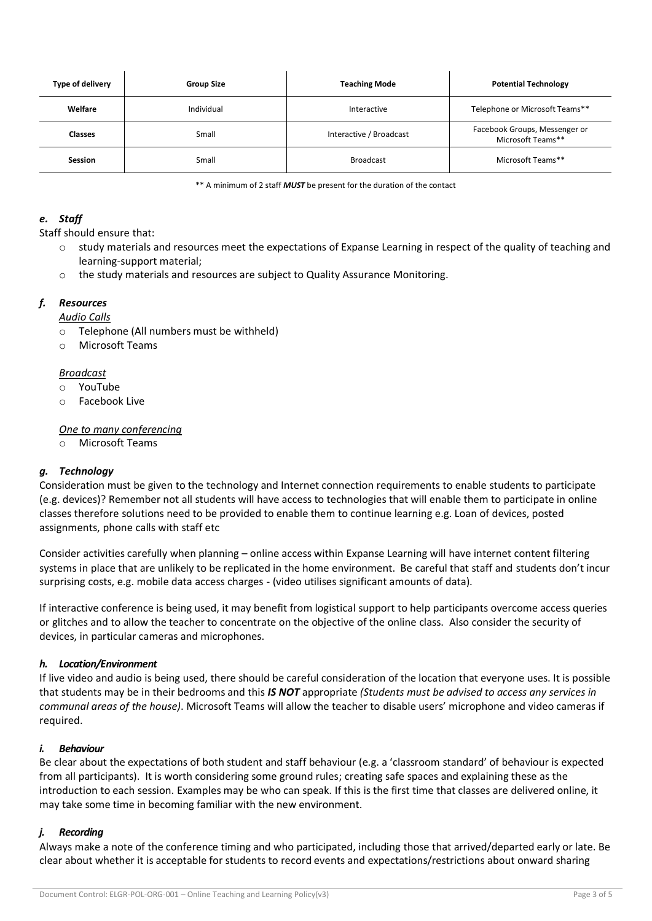| Type of delivery | Group Size | Teaching Mode | Potential Technology |
|---|---|---|---|
| **Welfare** | Individual | Interactive | Telephone or Microsoft Teams** |
| **Classes** | Small | Interactive / Broadcast | Facebook Groups, Messenger or Microsoft Teams** |
| **Session** | Small | Broadcast | Microsoft Teams** |

** A minimum of 2 staff ***MUST*** be present for the duration of the contact

### *e. Staff*

Staff should ensure that:

- study materials and resources meet the expectations of Expanse Learning in respect of the quality of teaching and learning-support material;
- the study materials and resources are subject to Quality Assurance Monitoring.

### *f. Resources*

*Audio Calls*

- Telephone (All numbers must be withheld)
- Microsoft Teams

*Broadcast*

- YouTube
- Facebook Live

*One to many conferencing*

- Microsoft Teams

### *g. Technology*

Consideration must be given to the technology and Internet connection requirements to enable students to participate (e.g. devices)? Remember not all students will have access to technologies that will enable them to participate in online classes therefore solutions need to be provided to enable them to continue learning e.g. Loan of devices, posted assignments, phone calls with staff etc

Consider activities carefully when planning – online access within Expanse Learning will have internet content filtering systems in place that are unlikely to be replicated in the home environment. Be careful that staff and students don't incur surprising costs, e.g. mobile data access charges - (video utilises significant amounts of data).

If interactive conference is being used, it may benefit from logistical support to help participants overcome access queries or glitches and to allow the teacher to concentrate on the objective of the online class. Also consider the security of devices, in particular cameras and microphones.

### *h. Location/Environment*

If live video and audio is being used, there should be careful consideration of the location that everyone uses. It is possible that students may be in their bedrooms and this ***IS NOT*** appropriate *(Students must be advised to access any services in communal areas of the house)*. Microsoft Teams will allow the teacher to disable users' microphone and video cameras if required.

### *i. Behaviour*

Be clear about the expectations of both student and staff behaviour (e.g. a 'classroom standard' of behaviour is expected from all participants). It is worth considering some ground rules; creating safe spaces and explaining these as the introduction to each session. Examples may be who can speak. If this is the first time that classes are delivered online, it may take some time in becoming familiar with the new environment.

### *j. Recording*

Always make a note of the conference timing and who participated, including those that arrived/departed early or late. Be clear about whether it is acceptable for students to record events and expectations/restrictions about onward sharing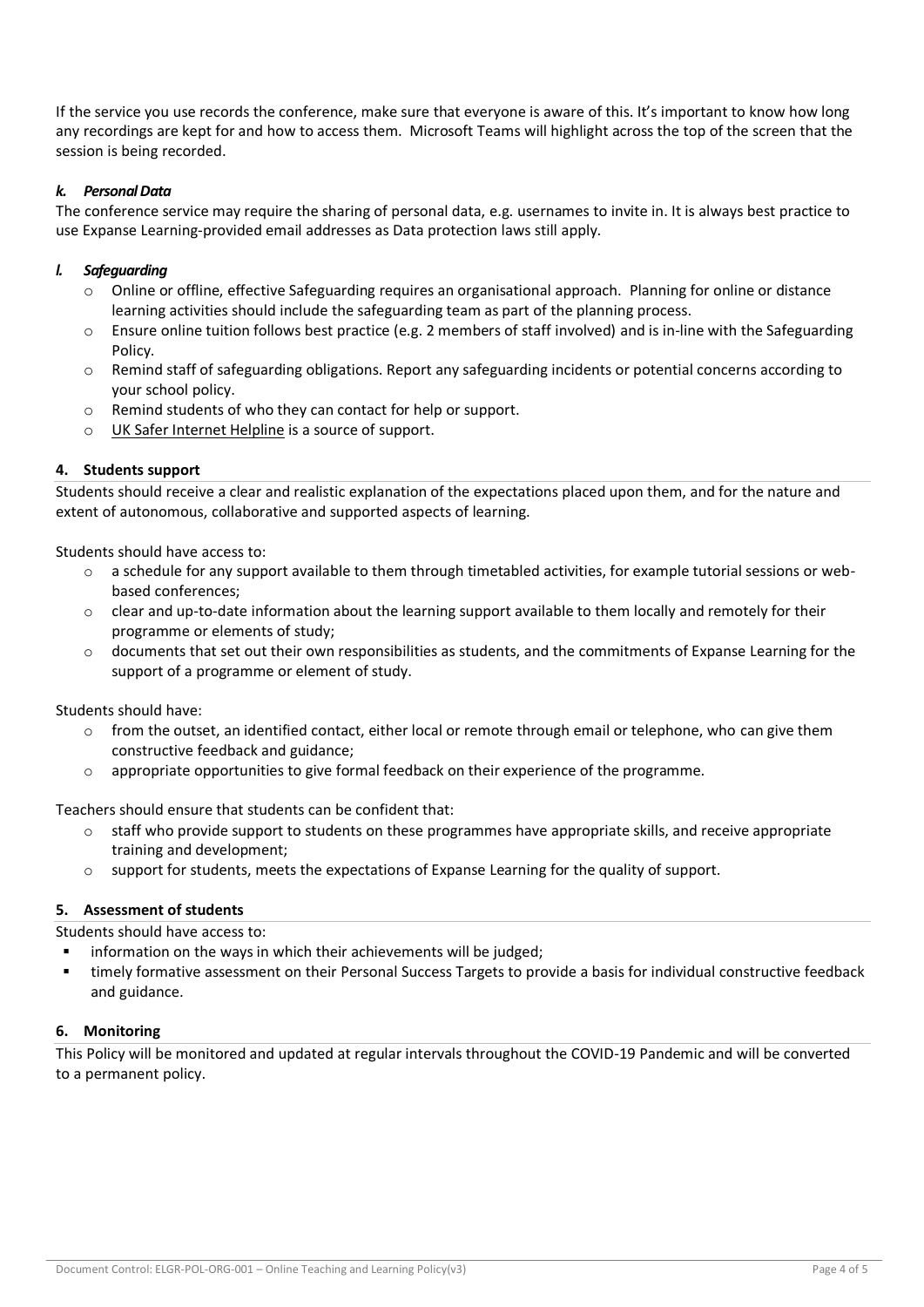If the service you use records the conference, make sure that everyone is aware of this. It's important to know how long any recordings are kept for and how to access them. Microsoft Teams will highlight across the top of the screen that the session is being recorded.

#### *k. Personal Data*

The conference service may require the sharing of personal data, e.g. usernames to invite in. It is always best practice to use Expanse Learning-provided email addresses as Data protection laws still apply.

#### *l. Safeguarding*

- Online or offline, effective Safeguarding requires an organisational approach. Planning for online or distance learning activities should include the safeguarding team as part of the planning process.
- Ensure online tuition follows best practice (e.g. 2 members of staff involved) and is in-line with the Safeguarding Policy.
- Remind staff of safeguarding obligations. Report any safeguarding incidents or potential concerns according to your school policy.
- Remind students of who they can contact for help or support.
- UK Safer Internet Helpline is a source of support.

### 4. Students support

Students should receive a clear and realistic explanation of the expectations placed upon them, and for the nature and extent of autonomous, collaborative and supported aspects of learning.

Students should have access to:

- a schedule for any support available to them through timetabled activities, for example tutorial sessions or web-based conferences;
- clear and up-to-date information about the learning support available to them locally and remotely for their programme or elements of study;
- documents that set out their own responsibilities as students, and the commitments of Expanse Learning for the support of a programme or element of study.

Students should have:

- from the outset, an identified contact, either local or remote through email or telephone, who can give them constructive feedback and guidance;
- appropriate opportunities to give formal feedback on their experience of the programme.

Teachers should ensure that students can be confident that:

- staff who provide support to students on these programmes have appropriate skills, and receive appropriate training and development;
- support for students, meets the expectations of Expanse Learning for the quality of support.

### 5. Assessment of students

Students should have access to:

- information on the ways in which their achievements will be judged;
- timely formative assessment on their Personal Success Targets to provide a basis for individual constructive feedback and guidance.

### 6. Monitoring

This Policy will be monitored and updated at regular intervals throughout the COVID-19 Pandemic and will be converted to a permanent policy.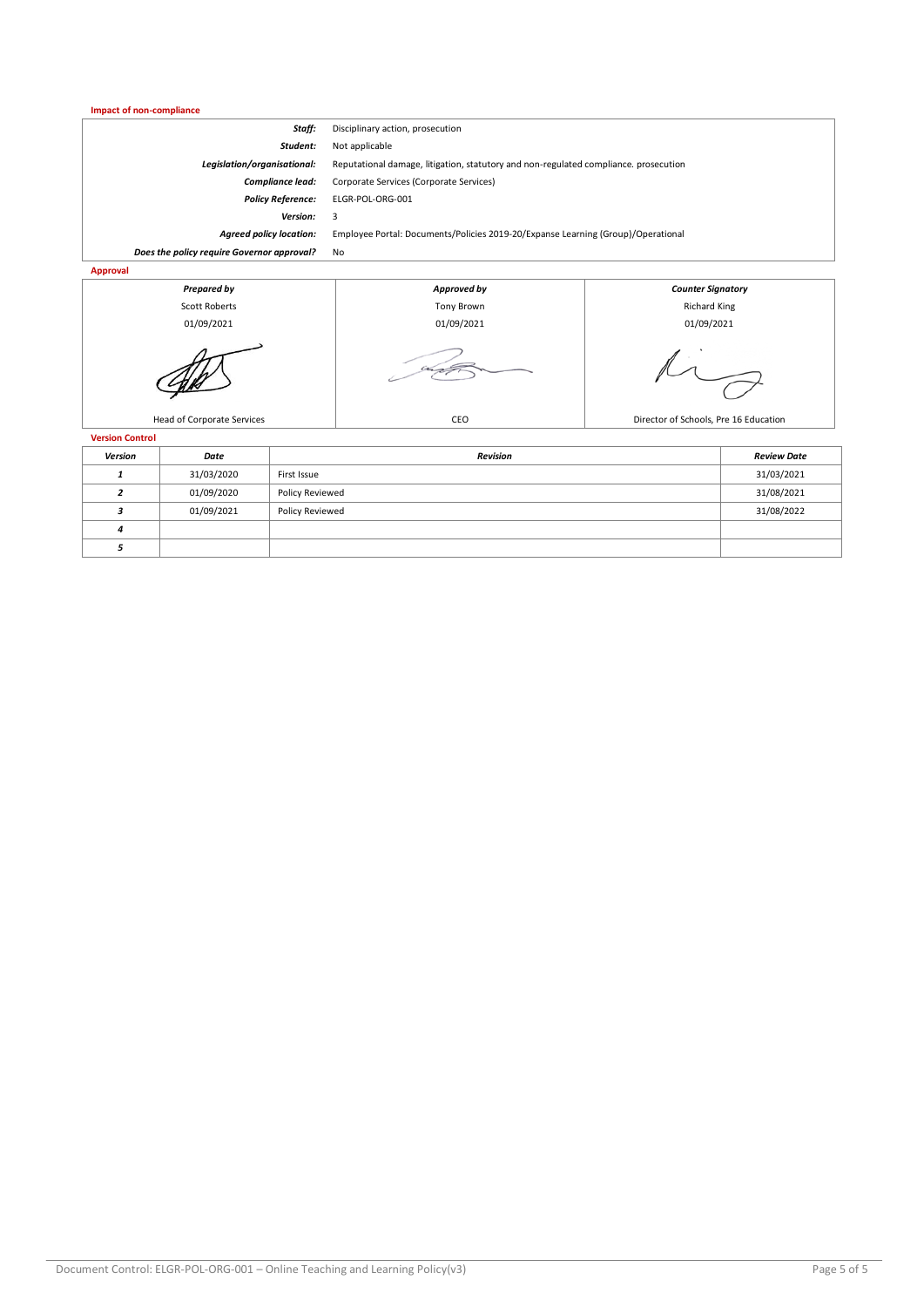**Impact of non-compliance**

| | |
|---|---|
| ***Staff:*** | Disciplinary action, prosecution |
| ***Student:*** | Not applicable |
| ***Legislation/organisational:*** | Reputational damage, litigation, statutory and non-regulated compliance. prosecution |
| ***Compliance lead:*** | Corporate Services (Corporate Services) |
| ***Policy Reference:*** | ELGR-POL-ORG-001 |
| ***Version:*** | 3 |
| ***Agreed policy location:*** | Employee Portal: Documents/Policies 2019-20/Expanse Learning (Group)/Operational |
| ***Does the policy require Governor approval?*** | No |

**Approval**

| ***Prepared by*** | ***Approved by*** | ***Counter Signatory*** |
|---|---|---|
| Scott Roberts | Tony Brown | Richard King |
| 01/09/2021 | 01/09/2021 | 01/09/2021 |
| Head of Corporate Services | CEO | Director of Schools, Pre 16 Education |

**Version Control**

| ***Version*** | ***Date*** | ***Revision*** | ***Review Date*** |
|---|---|---|---|
| *1* | 31/03/2020 | First Issue | 31/03/2021 |
| *2* | 01/09/2020 | Policy Reviewed | 31/08/2021 |
| *3* | 01/09/2021 | Policy Reviewed | 31/08/2022 |
| *4* | | | |
| *5* | | | |

Document Control: ELGR-POL-ORG-001 – Online Teaching and Learning Policy(v3)